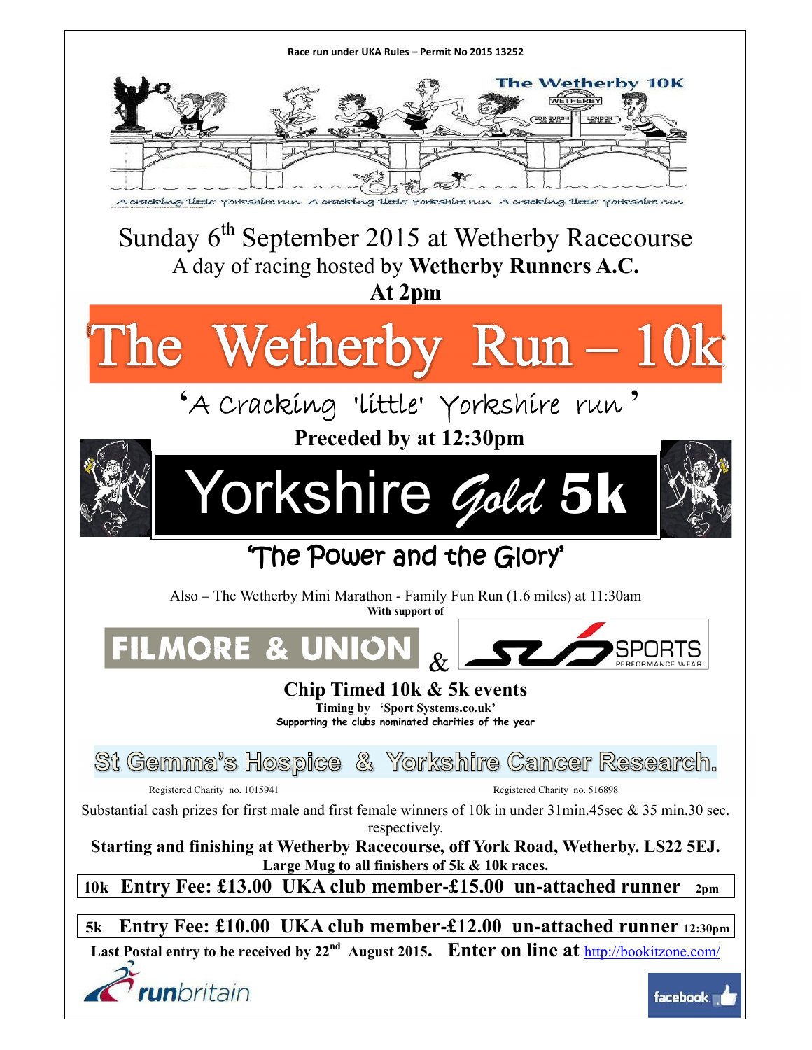Race run under UKA Rules – Permit No 2015 13252

The Wetherby 10K

A cracking 'little' Yorkshire run A cracking 'little' Yorkshire run A cracking 'little' Yorkshire run

Sunday 6th September 2015 at Wetherby Racecourse

A day of racing hosted by **Wetherby Runners A.C.**

**At 2pm**

# The Wetherby Run – 10k

'A Cracking 'little' Yorkshire run'

**Preceded by at 12:30pm**

# Yorkshire *Gold* 5k

## 'The Power and the Glory'

Also – The Wetherby Mini Marathon - Family Fun Run (1.6 miles) at 11:30am

**With support of**

FILMORE & UNION & SUB SPORTS PERFORMANCE WEAR

**Chip Timed 10k & 5k events**

**Timing by 'Sport Systems.co.uk'**

**Supporting the clubs nominated charities of the year**

St Gemma's Hospice & Yorkshire Cancer Research.

Registered Charity no. 1015941 — Registered Charity no. 516898

Substantial cash prizes for first male and first female winners of 10k in under 31min.45sec & 35 min.30 sec. respectively.

**Starting and finishing at Wetherby Racecourse, off York Road, Wetherby. LS22 5EJ.**

**Large Mug to all finishers of 5k & 10k races.**

**10k Entry Fee: £13.00 UKA club member-£15.00 un-attached runner 2pm**

**5k Entry Fee: £10.00 UKA club member-£12.00 un-attached runner 12:30pm**

**Last Postal entry to be received by 22nd August 2015. Enter on line at** http://bookitzone.com/

runbritain

facebook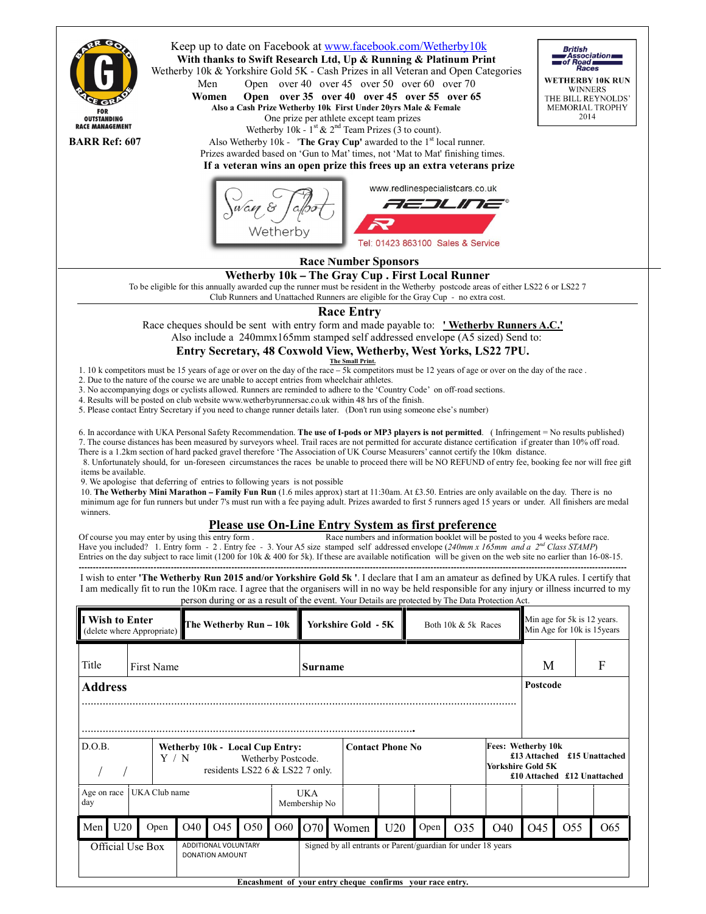BARR GOLD G RACE GRADE FOR OUTSTANDING RACE MANAGEMENT

**BARR Ref: 607**

Keep up to date on Facebook at www.facebook.com/Wetherby10k

**With thanks to Swift Research Ltd, Up & Running & Platinum Print**

Wetherby 10k & Yorkshire Gold 5K - Cash Prizes in all Veteran and Open Categories

Men  Open  over 40  over 45  over 50  over 60  over 70

**Women  Open  over 35  over 40  over 45  over 55  over 65**

**Also a Cash Prize Wetherby 10k First Under 20yrs Male & Female**

One prize per athlete except team prizes

Wetherby 10k - 1st & 2nd Team Prizes (3 to count).

Also Wetherby 10k - '**The Gray Cup'** awarded to the 1st local runner.

Prizes awarded based on 'Gun to Mat' times, not 'Mat to Mat' finishing times.

**If a veteran wins an open prize this frees up an extra veterans prize**

British Association of Road Races

**WETHERBY 10K RUN**
WINNERS
THE BILL REYNOLDS' MEMORIAL TROPHY
2014

Swan & Talbot Wetherby

www.redlinespecialistcars.co.uk
REDLINE
Tel: 01423 863100 Sales & Service

**Race Number Sponsors**

## Wetherby 10k – The Gray Cup . First Local Runner

To be eligible for this annually awarded cup the runner must be resident in the Wetherby postcode areas of either LS22 6 or LS22 7
Club Runners and Unattached Runners are eligible for the Gray Cup - no extra cost.

## Race Entry

Race cheques should be sent with entry form and made payable to: **'Wetherby Runners A.C.'**

Also include a 240mmx165mm stamped self addressed envelope (A5 sized) Send to:

**Entry Secretary, 48 Coxwold View, Wetherby, West Yorks, LS22 7PU.**

**The Small Print.**

1. 10 k competitors must be 15 years of age or over on the day of the race – 5k competitors must be 12 years of age or over on the day of the race .
2. Due to the nature of the course we are unable to accept entries from wheelchair athletes.
3. No accompanying dogs or cyclists allowed. Runners are reminded to adhere to the 'Country Code' on off-road sections.
4. Results will be posted on club website www.wetherbyrunnersac.co.uk within 48 hrs of the finish.
5. Please contact Entry Secretary if you need to change runner details later. (Don't run using someone else's number)

6. In accordance with UKA Personal Safety Recommendation. **The use of I-pods or MP3 players is not permitted**. ( Infringement = No results published)
7. The course distances has been measured by surveyors wheel. Trail races are not permitted for accurate distance certification if greater than 10% off road. There is a 1.2km section of hard packed gravel therefore 'The Association of UK Course Measurers' cannot certify the 10km distance.
8. Unfortunately should, for un-foreseen circumstances the races be unable to proceed there will be NO REFUND of entry fee, booking fee nor will free gift items be available.
9. We apologise that deferring of entries to following years is not possible
10. **The Wetherby Mini Marathon – Family Fun Run** (1.6 miles approx) start at 11:30am. At £3.50. Entries are only available on the day. There is no minimum age for fun runners but under 7's must run with a fee paying adult. Prizes awarded to first 5 runners aged 15 years or under. All finishers are medal winners.

## Please use On-Line Entry System as first preference

Of course you may enter by using this entry form . Race numbers and information booklet will be posted to you 4 weeks before race.
Have you included? 1. Entry form - 2 . Entry fee - 3. Your A5 size stamped self addressed envelope (*240mm x 165mm and a 2nd Class STAMP*)
Entries on the day subject to race limit (1200 for 10k & 400 for 5k). If these are available notification will be given on the web site no earlier than 16-08-15.

I wish to enter **'The Wetherby Run 2015 and/or Yorkshire Gold 5k '**. I declare that I am an amateur as defined by UKA rules. I certify that I am medically fit to run the 10Km race. I agree that the organisers will in no way be held responsible for any injury or illness incurred to my person during or as a result of the event. Your Details are protected by The Data Protection Act.

| | | | | |
|---|---|---|---|---|
| **I Wish to Enter** (delete where Appropriate) | **The Wetherby Run – 10k** | **Yorkshire Gold - 5K** | Both 10k & 5k Races | Min age for 5k is 12 years. Min Age for 10k is 15years |
| Title | First Name | **Surname** | M | F |
| **Address** | | | **Postcode** | |
| D.O.B. / / | **Wetherby 10k - Local Cup Entry:** Y / N Wetherby Postcode. residents LS22 6 & LS22 7 only. | **Contact Phone No** | **Fees: Wetherby 10k** £13 Attached £15 Unattached **Yorkshire Gold 5K** £10 Attached £12 Unattached | |
| Age on race day | UKA Club name | UKA Membership No | | |

| Men | U20 | Open | O40 | O45 | O50 | O60 | O70 | Women | U20 | Open | O35 | O40 | O45 | O55 | O65 |
|---|---|---|---|---|---|---|---|---|---|---|---|---|---|---|---|

| | | |
|---|---|---|
| Official Use Box | ADDITIONAL VOLUNTARY DONATION AMOUNT | Signed by all entrants or Parent/guardian for under 18 years |

**Encashment of your entry cheque confirms your race entry.**